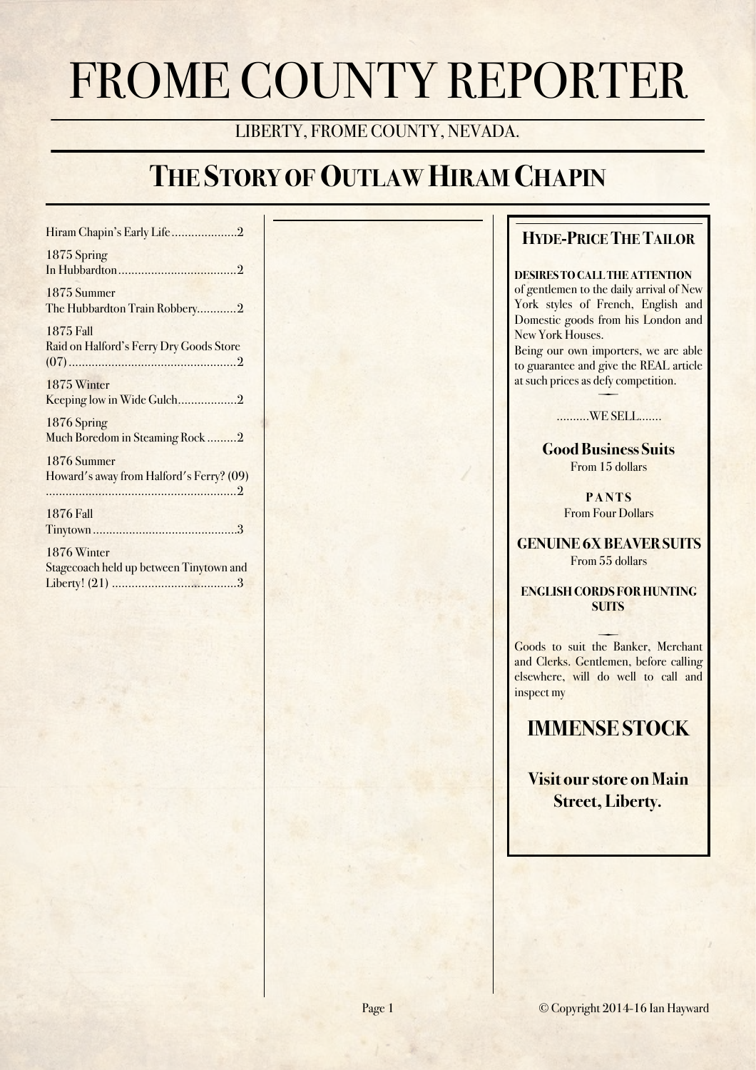# FROME COUNTY REPORTER

LIBERTY, FROME COUNTY, NEVADA.

## The Story of Outlaw Hiram Chapin

Hiram Chapin's Early Life....................2

1875 Spring
In Hubbardton....................................2

1875 Summer
The Hubbardton Train Robbery............2

1875 Fall
Raid on Halford's Ferry Dry Goods Store (07)....................................................2

1875 Winter
Keeping low in Wide Gulch..................2

1876 Spring
Much Boredom in Steaming Rock.........2

1876 Summer
Howard's away from Halford's Ferry? (09)..........................................................2

1876 Fall
Tinytown............................................3

1876 Winter
Stagecoach held up between Tinytown and Liberty! (21) ......................................3

### Hyde-Price The Tailor

**DESIRES TO CALL THE ATTENTION** of gentlemen to the daily arrival of New York styles of French, English and Domestic goods from his London and New York Houses.

Being our own importers, we are able to guarantee and give the REAL article at such prices as defy competition.

..........WE SELL.......

**Good Business Suits**
From 15 dollars

**PANTS**
From Four Dollars

**GENUINE 6X BEAVER SUITS**
From 55 dollars

**ENGLISH CORDS FOR HUNTING SUITS**

Goods to suit the Banker, Merchant and Clerks. Gentlemen, before calling elsewhere, will do well to call and inspect my

**IMMENSE STOCK**

**Visit our store on Main Street, Liberty.**

© Copyright 2014-16 Ian Hayward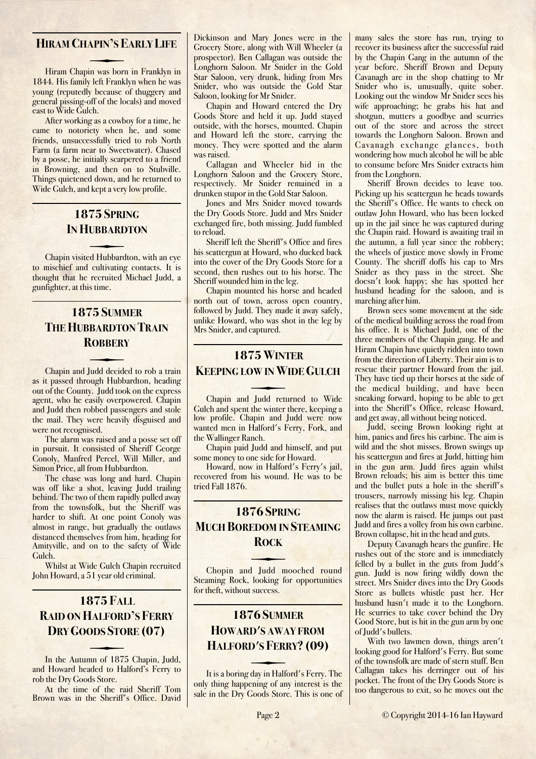## Hiram Chapin's Early Life

Hiram Chapin was born in Franklyn in 1844. His family left Franklyn when he was young (reputedly because of thuggery and general pissing-off of the locals) and moved east to Wide Gulch.

After working as a cowboy for a time, he came to notoriety when he, and some friends, unsuccessfully tried to rob North Farm (a farm near to Sweetwater). Chased by a posse, he initially scarpered to a friend in Browning, and then on to Stubville. Things quietened down, and he returned to Wide Gulch, and kept a very low profile.

## 1875 Spring In Hubbardton

Chapin visited Hubbardton, with an eye to mischief and cultivating contacts. It is thought that he recruited Michael Judd, a gunfighter, at this time.

## 1875 Summer The Hubbardton Train Robbery

Chapin and Judd decided to rob a train as it passed through Hubbardton, heading out of the County. Judd took on the express agent, who he easily overpowered. Chapin and Judd then robbed passengers and stole the mail. They were heavily disguised and were not recognised.

The alarm was raised and a posse set off in pursuit. It consisted of Sheriff George Conoly, Manfred Percel, Will Miller, and Simon Price, all from Hubbardton.

The chase was long and hard. Chapin was off like a shot, leaving Judd trailing behind. The two of them rapidly pulled away from the townsfolk, but the Sheriff was harder to shift. At one point Conoly was almost in range, but gradually the outlaws distanced themselves from him, heading for Amityville, and on to the safety of Wide Gulch.

Whilst at Wide Gulch Chapin recruited John Howard, a 51 year old criminal.

## 1875 Fall Raid on Halford's Ferry Dry Goods Store (07)

In the Autumn of 1875 Chapin, Judd, and Howard headed to Halford's Ferry to rob the Dry Goods Store.

At the time of the raid Sheriff Tom Brown was in the Sheriff's Office. David Dickinson and Mary Jones were in the Grocery Store, along with Will Wheeler (a prospector). Ben Callagan was outside the Longhorn Saloon. Mr Snider in the Gold Star Saloon, very drunk, hiding from Mrs Snider, who was outside the Gold Star Saloon, looking for Mr Snider.

Chapin and Howard entered the Dry Goods Store and held it up. Judd stayed outside, with the horses, mounted. Chapin and Howard left the store, carrying the money. They were spotted and the alarm was raised.

Callagan and Wheeler hid in the Longhorn Saloon and the Grocery Store, respectively. Mr Snider remained in a drunken stupor in the Gold Star Saloon.

Jones and Mrs Snider moved towards the Dry Goods Store. Judd and Mrs Snider exchanged fire, both missing. Judd fumbled to reload.

Sheriff left the Sheriff's Office and fires his scattergun at Howard, who ducked back into the cover of the Dry Goods Store for a second, then rushes out to his horse. The Sheriff wounded him in the leg.

Chapin mounted his horse and headed north out of town, across open country, followed by Judd. They made it away safely, unlike Howard, who was shot in the leg by Mrs Snider, and captured.

## 1875 Winter Keeping low in Wide Gulch

Chapin and Judd returned to Wide Gulch and spent the winter there, keeping a low profile. Chapin and Judd were now wanted men in Halford's Ferry, Fork, and the Wallinger Ranch.

Chapin paid Judd and himself, and put some money to one side for Howard.

Howard, now in Halford's Ferry's jail, recovered from his wound. He was to be tried Fall 1876.

## 1876 Spring Much Boredom in Steaming Rock

Chopin and Judd mooched round Steaming Rock, looking for opportunities for theft, without success.

## 1876 Summer Howard's away from Halford's Ferry? (09)

It is a boring day in Halford's Ferry. The only thing happening of any interest is the sale in the Dry Goods Store. This is one of many sales the store has run, trying to recover its business after the successful raid by the Chapin Gang in the autumn of the year before. Sheriff Brown and Deputy Cavanagh are in the shop chatting to Mr Snider who is, unusually, quite sober. Looking out the window Mr Snider sees his wife approaching; he grabs his hat and shotgun, mutters a goodbye and scurries out of the store and across the street towards the Longhorn Saloon. Brown and Cavanagh exchange glances, both wondering how much alcohol he will be able to consume before Mrs Snider extracts him from the Longhorn.

Sheriff Brown decides to leave too. Picking up his scattergun he heads towards the Sheriff's Office. He wants to check on outlaw John Howard, who has been locked up in the jail since he was captured during the Chapin raid. Howard is awaiting trail in the autumn, a full year since the robbery; the wheels of justice move slowly in Frome County. The sheriff doffs his cap to Mrs Snider as they pass in the street. She doesn't look happy; she has spotted her husband heading for the saloon, and is marching after him.

Brown sees some movement at the side of the medical building across the road from his office. It is Michael Judd, one of the three members of the Chapin gang. He and Hiram Chapin have quietly ridden into town from the direction of Liberty. Their aim is to rescue their partner Howard from the jail. They have tied up their horses at the side of the medical building, and have been sneaking forward, hoping to be able to get into the Sheriff's Office, release Howard, and get away, all without being noticed.

Judd, seeing Brown looking right at him, panics and fires his carbine. The aim is wild and the shot misses. Brown swings up his scattergun and fires at Judd, hitting him in the gun arm. Judd fires again whilst Brown reloads; his aim is better this time and the bullet puts a hole in the sheriff's trousers, narrowly missing his leg. Chapin realises that the outlaws must move quickly now the alarm is raised. He jumps out past Judd and fires a volley from his own carbine. Brown collapse, hit in the head and guts.

Deputy Cavanagh hears the gunfire. He rushes out of the store and is immediately felled by a bullet in the guts from Judd's gun. Judd is now firing wildly down the street. Mrs Snider dives into the Dry Goods Store as bullets whistle past her. Her husband hasn't made it to the Longhorn. He scurries to take cover behind the Dry Good Store, but is hit in the gun arm by one of Judd's bullets.

With two lawmen down, things aren't looking good for Halford's Ferry. But some of the townsfolk are made of stern stuff. Ben Callagan takes his derringer out of his pocket. The front of the Dry Goods Store is too dangerous to exit, so he moves out the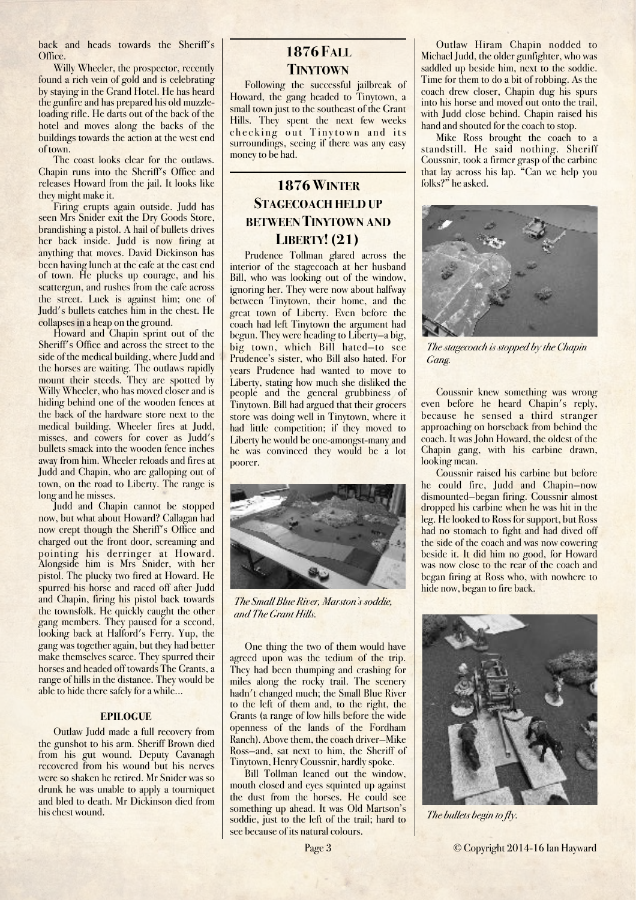back and heads towards the Sheriff's Office.

Willy Wheeler, the prospector, recently found a rich vein of gold and is celebrating by staying in the Grand Hotel. He has heard the gunfire and has prepared his old muzzle-loading rifle. He darts out of the back of the hotel and moves along the backs of the buildings towards the action at the west end of town.

The coast looks clear for the outlaws. Chapin runs into the Sheriff's Office and releases Howard from the jail. It looks like they might make it.

Firing erupts again outside. Judd has seen Mrs Snider exit the Dry Goods Store, brandishing a pistol. A hail of bullets drives her back inside. Judd is now firing at anything that moves. David Dickinson has been having lunch at the cafe at the east end of town. He plucks up courage, and his scattergun, and rushes from the cafe across the street. Luck is against him; one of Judd's bullets catches him in the chest. He collapses in a heap on the ground.

Howard and Chapin sprint out of the Sheriff's Office and across the street to the side of the medical building, where Judd and the horses are waiting. The outlaws rapidly mount their steeds. They are spotted by Willy Wheeler, who has moved closer and is hiding behind one of the wooden fences at the back of the hardware store next to the medical building. Wheeler fires at Judd, misses, and cowers for cover as Judd's bullets smack into the wooden fence inches away from him. Wheeler reloads and fires at Judd and Chapin, who are galloping out of town, on the road to Liberty. The range is long and he misses.

Judd and Chapin cannot be stopped now, but what about Howard? Callagan had now crept though the Sheriff's Office and charged out the front door, screaming and pointing his derringer at Howard. Alongside him is Mrs Snider, with her pistol. The plucky two fired at Howard. He spurred his horse and raced off after Judd and Chapin, firing his pistol back towards the townsfolk. He quickly caught the other gang members. They paused for a second, looking back at Halford's Ferry. Yup, the gang was together again, but they had better make themselves scarce. They spurred their horses and headed off towards The Grants, a range of hills in the distance. They would be able to hide there safely for a while...

#### EPILOGUE

Outlaw Judd made a full recovery from the gunshot to his arm. Sheriff Brown died from his gut wound. Deputy Cavanagh recovered from his wound but his nerves were so shaken he retired. Mr Snider was so drunk he was unable to apply a tourniquet and bled to death. Mr Dickinson died from his chest wound.

## 1876 Fall Tinytown

Following the successful jailbreak of Howard, the gang headed to Tinytown, a small town just to the southeast of the Grant Hills. They spent the next few weeks checking out Tinytown and its surroundings, seeing if there was any easy money to be had.

## 1876 Winter Stagecoach held up between Tinytown and Liberty! (21)

Prudence Tollman glared across the interior of the stagecoach at her husband Bill, who was looking out of the window, ignoring her. They were now about halfway between Tinytown, their home, and the great town of Liberty. Even before the coach had left Tinytown the argument had begun. They were heading to Liberty—a big, big town, which Bill hated—to see Prudence's sister, who Bill also hated. For years Prudence had wanted to move to Liberty, stating how much she disliked the people and the general grubbiness of Tinytown. Bill had argued that their grocers store was doing well in Tinytown, where it had little competition; if they moved to Liberty he would be one-amongst-many and he was convinced they would be a lot poorer.

*The Small Blue River, Marston's soddie, and The Grant Hills.*

One thing the two of them would have agreed upon was the tedium of the trip. They had been thumping and crashing for miles along the rocky trail. The scenery hadn't changed much; the Small Blue River to the left of them and, to the right, the Grants (a range of low hills before the wide openness of the lands of the Fordham Ranch). Above them, the coach driver—Mike Ross—and, sat next to him, the Sheriff of Tinytown, Henry Coussnir, hardly spoke.

Bill Tollman leaned out the window, mouth closed and eyes squinted up against the dust from the horses. He could see something up ahead. It was Old Martson's soddie, just to the left of the trail; hard to see because of its natural colours.

Outlaw Hiram Chapin nodded to Michael Judd, the older gunfighter, who was saddled up beside him, next to the soddie. Time for them to do a bit of robbing. As the coach drew closer, Chapin dug his spurs into his horse and moved out onto the trail, with Judd close behind. Chapin raised his hand and shouted for the coach to stop.

Mike Ross brought the coach to a standstill. He said nothing. Sheriff Coussnir, took a firmer grasp of the carbine that lay across his lap. "Can we help you folks?" he asked.

*The stagecoach is stopped by the Chapin Gang.*

Coussnir knew something was wrong even before he heard Chapin's reply, because he sensed a third stranger approaching on horseback from behind the coach. It was John Howard, the oldest of the Chapin gang, with his carbine drawn, looking mean.

Coussnir raised his carbine but before he could fire, Judd and Chapin—now dismounted—began firing. Coussnir almost dropped his carbine when he was hit in the leg. He looked to Ross for support, but Ross had no stomach to fight and had dived off the side of the coach and was now cowering beside it. It did him no good, for Howard was now close to the rear of the coach and began firing at Ross who, with nowhere to hide now, began to fire back.

*The bullets begin to fly.*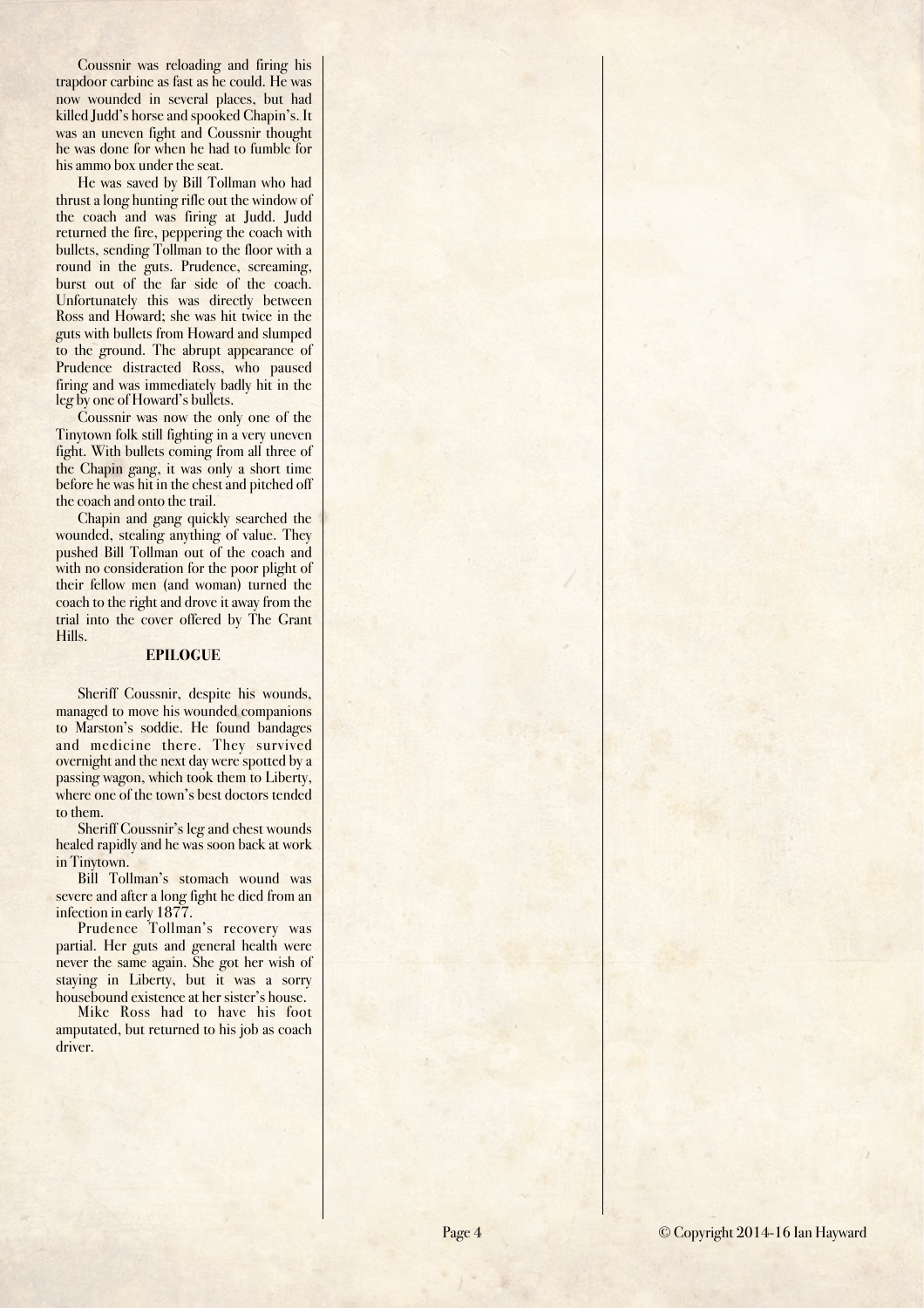Coussnir was reloading and firing his trapdoor carbine as fast as he could. He was now wounded in several places, but had killed Judd's horse and spooked Chapin's. It was an uneven fight and Coussnir thought he was done for when he had to fumble for his ammo box under the seat.

He was saved by Bill Tollman who had thrust a long hunting rifle out the window of the coach and was firing at Judd. Judd returned the fire, peppering the coach with bullets, sending Tollman to the floor with a round in the guts. Prudence, screaming, burst out of the far side of the coach. Unfortunately this was directly between Ross and Howard; she was hit twice in the guts with bullets from Howard and slumped to the ground. The abrupt appearance of Prudence distracted Ross, who paused firing and was immediately badly hit in the leg by one of Howard's bullets.

Coussnir was now the only one of the Tinytown folk still fighting in a very uneven fight. With bullets coming from all three of the Chapin gang, it was only a short time before he was hit in the chest and pitched off the coach and onto the trail.

Chapin and gang quickly searched the wounded, stealing anything of value. They pushed Bill Tollman out of the coach and with no consideration for the poor plight of their fellow men (and woman) turned the coach to the right and drove it away from the trial into the cover offered by The Grant Hills.

## EPILOGUE

Sheriff Coussnir, despite his wounds, managed to move his wounded companions to Marston's soddie. He found bandages and medicine there. They survived overnight and the next day were spotted by a passing wagon, which took them to Liberty, where one of the town's best doctors tended to them.

Sheriff Coussnir's leg and chest wounds healed rapidly and he was soon back at work in Tinytown.

Bill Tollman's stomach wound was severe and after a long fight he died from an infection in early 1877.

Prudence Tollman's recovery was partial. Her guts and general health were never the same again. She got her wish of staying in Liberty, but it was a sorry housebound existence at her sister's house.

Mike Ross had to have his foot amputated, but returned to his job as coach driver.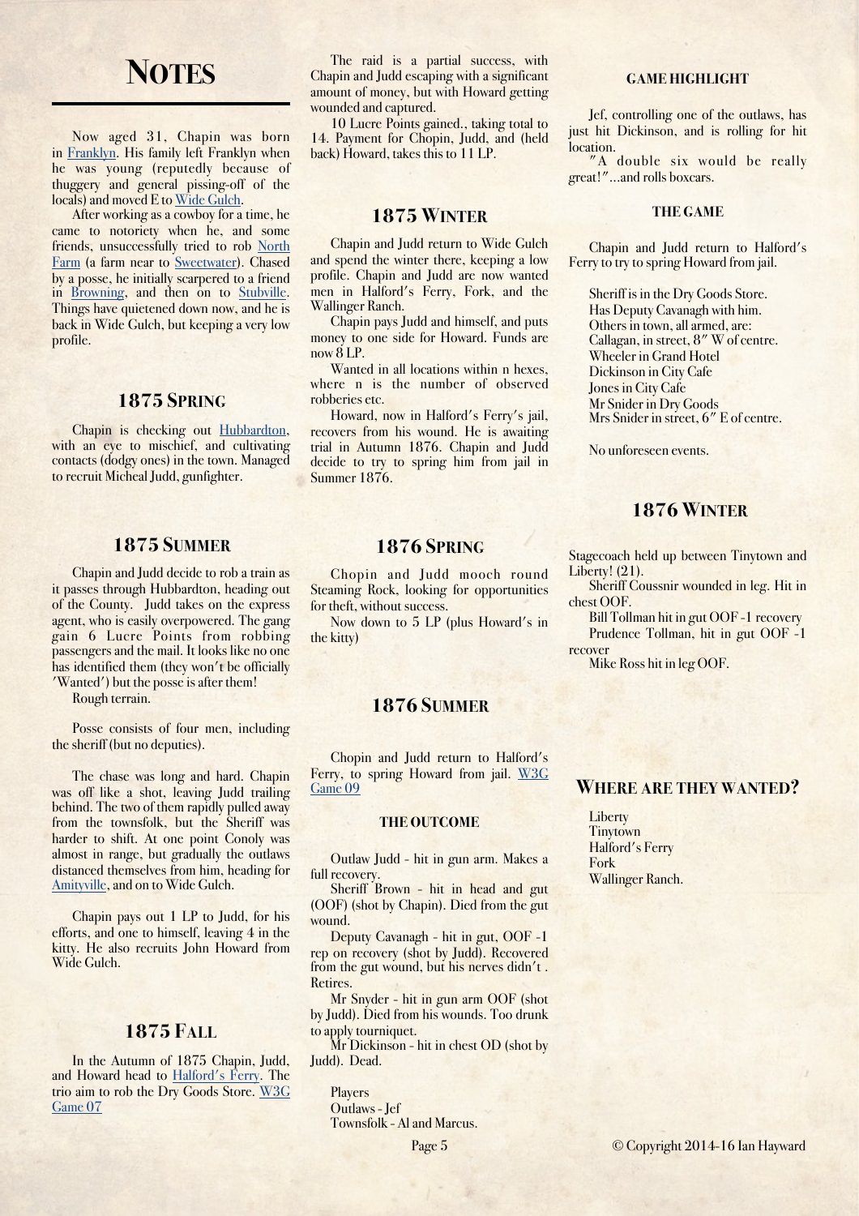# Notes

Now aged 31, Chapin was born in [Franklyn](). His family left Franklyn when he was young (reputedly because of thuggery and general pissing-off of the locals) and moved E to [Wide Gulch]().

After working as a cowboy for a time, he came to notoriety when he, and some friends, unsuccessfully tried to rob [North Farm]() (a farm near to [Sweetwater]()). Chased by a posse, he initially scarpered to a friend in [Browning](), and then on to [Stubville](). Things have quietened down now, and he is back in Wide Gulch, but keeping a very low profile.

## 1875 Spring

Chapin is checking out [Hubbardton](), with an eye to mischief, and cultivating contacts (dodgy ones) in the town. Managed to recruit Micheal Judd, gunfighter.

## 1875 Summer

Chapin and Judd decide to rob a train as it passes through Hubbardton, heading out of the County. Judd takes on the express agent, who is easily overpowered. The gang gain 6 Lucre Points from robbing passengers and the mail. It looks like no one has identified them (they won't be officially 'Wanted') but the posse is after them!

Rough terrain.

Posse consists of four men, including the sheriff (but no deputies).

The chase was long and hard. Chapin was off like a shot, leaving Judd trailing behind. The two of them rapidly pulled away from the townsfolk, but the Sheriff was harder to shift. At one point Conoly was almost in range, but gradually the outlaws distanced themselves from him, heading for [Amityville](), and on to Wide Gulch.

Chapin pays out 1 LP to Judd, for his efforts, and one to himself, leaving 4 in the kitty. He also recruits John Howard from Wide Gulch.

## 1875 Fall

In the Autumn of 1875 Chapin, Judd, and Howard head to [Halford's Ferry](). The trio aim to rob the Dry Goods Store. [W3G Game 07]()

The raid is a partial success, with Chapin and Judd escaping with a significant amount of money, but with Howard getting wounded and captured.

10 Lucre Points gained., taking total to 14. Payment for Chopin, Judd, and (held back) Howard, takes this to 11 LP.

## 1875 Winter

Chapin and Judd return to Wide Gulch and spend the winter there, keeping a low profile. Chapin and Judd are now wanted men in Halford's Ferry, Fork, and the Wallinger Ranch.

Chapin pays Judd and himself, and puts money to one side for Howard. Funds are now 8 LP.

Wanted in all locations within n hexes, where n is the number of observed robberies etc.

Howard, now in Halford's Ferry's jail, recovers from his wound. He is awaiting trial in Autumn 1876. Chapin and Judd decide to try to spring him from jail in Summer 1876.

## 1876 Spring

Chopin and Judd mooch round Steaming Rock, looking for opportunities for theft, without success.

Now down to 5 LP (plus Howard's in the kitty)

## 1876 Summer

Chopin and Judd return to Halford's Ferry, to spring Howard from jail. [W3G Game 09]()

### The Outcome

Outlaw Judd - hit in gun arm. Makes a full recovery.

Sheriff Brown - hit in head and gut (OOF) (shot by Chapin). Died from the gut wound.

Deputy Cavanagh - hit in gut, OOF -1 rep on recovery (shot by Judd). Recovered from the gut wound, but his nerves didn't . Retires.

Mr Snyder - hit in gun arm OOF (shot by Judd). Died from his wounds. Too drunk to apply tourniquet.

Mr Dickinson - hit in chest OD (shot by Judd). Dead.

Players
Outlaws - Jef
Townsfolk - Al and Marcus.

### Game Highlight

Jef, controlling one of the outlaws, has just hit Dickinson, and is rolling for hit location.

"A double six would be really great!"...and rolls boxcars.

### The Game

Chapin and Judd return to Halford's Ferry to try to spring Howard from jail.

Sheriff is in the Dry Goods Store.
Has Deputy Cavanagh with him.
Others in town, all armed, are:
Callagan, in street, 8" W of centre.
Wheeler in Grand Hotel
Dickinson in City Cafe
Jones in City Cafe
Mr Snider in Dry Goods
Mrs Snider in street, 6" E of centre.

No unforeseen events.

## 1876 Winter

Stagecoach held up between Tinytown and Liberty! (21).

Sheriff Coussnir wounded in leg. Hit in chest OOF.

Bill Tollman hit in gut OOF -1 recovery

Prudence Tollman, hit in gut OOF -1 recover

Mike Ross hit in leg OOF.

## Where are they Wanted?

Liberty
Tinytown
Halford's Ferry
Fork
Wallinger Ranch.

© Copyright 2014-16 Ian Hayward